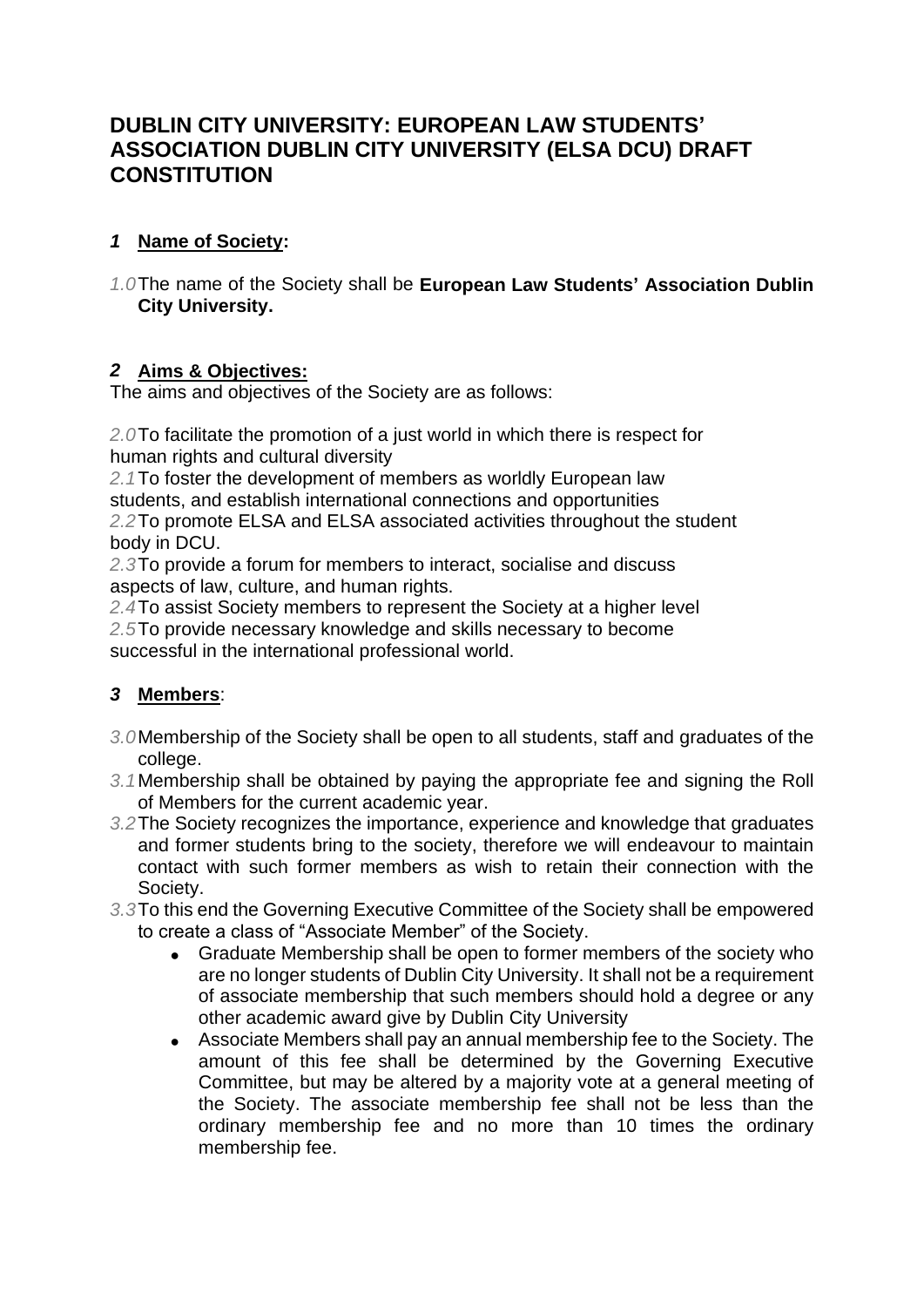# DUBLIN CITY UNIVERSITY: EUROPEAN LAW STUDENTS' ASSOCIATION DUBLIN CITY UNIVERSITY (ELSA DCU) DRAFT CONSTITUTION

## *1* Name of Society:

*1.0* The name of the Society shall be **European Law Students' Association Dublin City University.**

## *2* Aims & Objectives:

The aims and objectives of the Society are as follows:

*2.0* To facilitate the promotion of a just world in which there is respect for human rights and cultural diversity

*2.1* To foster the development of members as worldly European law students, and establish international connections and opportunities

*2.2* To promote ELSA and ELSA associated activities throughout the student body in DCU.

*2.3* To provide a forum for members to interact, socialise and discuss aspects of law, culture, and human rights.

*2.4* To assist Society members to represent the Society at a higher level

*2.5* To provide necessary knowledge and skills necessary to become successful in the international professional world.

## *3* Members:

*3.0* Membership of the Society shall be open to all students, staff and graduates of the college.

*3.1* Membership shall be obtained by paying the appropriate fee and signing the Roll of Members for the current academic year.

*3.2* The Society recognizes the importance, experience and knowledge that graduates and former students bring to the society, therefore we will endeavour to maintain contact with such former members as wish to retain their connection with the Society.

*3.3* To this end the Governing Executive Committee of the Society shall be empowered to create a class of "Associate Member" of the Society.

- Graduate Membership shall be open to former members of the society who are no longer students of Dublin City University. It shall not be a requirement of associate membership that such members should hold a degree or any other academic award give by Dublin City University
- Associate Members shall pay an annual membership fee to the Society. The amount of this fee shall be determined by the Governing Executive Committee, but may be altered by a majority vote at a general meeting of the Society. The associate membership fee shall not be less than the ordinary membership fee and no more than 10 times the ordinary membership fee.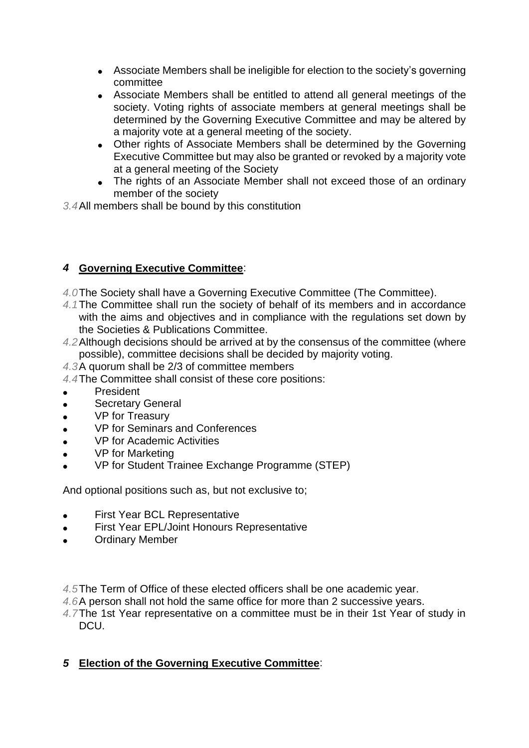- Associate Members shall be ineligible for election to the society's governing committee
- Associate Members shall be entitled to attend all general meetings of the society. Voting rights of associate members at general meetings shall be determined by the Governing Executive Committee and may be altered by a majority vote at a general meeting of the society.
- Other rights of Associate Members shall be determined by the Governing Executive Committee but may also be granted or revoked by a majority vote at a general meeting of the Society
- The rights of an Associate Member shall not exceed those of an ordinary member of the society

*3.4* All members shall be bound by this constitution

## *4* **Governing Executive Committee**:

*4.0* The Society shall have a Governing Executive Committee (The Committee).

*4.1* The Committee shall run the society of behalf of its members and in accordance with the aims and objectives and in compliance with the regulations set down by the Societies & Publications Committee.

*4.2* Although decisions should be arrived at by the consensus of the committee (where possible), committee decisions shall be decided by majority voting.

*4.3* A quorum shall be 2/3 of committee members

*4.4* The Committee shall consist of these core positions:

- President
- Secretary General
- VP for Treasury
- VP for Seminars and Conferences
- VP for Academic Activities
- VP for Marketing
- VP for Student Trainee Exchange Programme (STEP)

And optional positions such as, but not exclusive to;

- First Year BCL Representative
- First Year EPL/Joint Honours Representative
- Ordinary Member

*4.5* The Term of Office of these elected officers shall be one academic year.

*4.6* A person shall not hold the same office for more than 2 successive years.

*4.7* The 1st Year representative on a committee must be in their 1st Year of study in DCU.

## *5* **Election of the Governing Executive Committee**: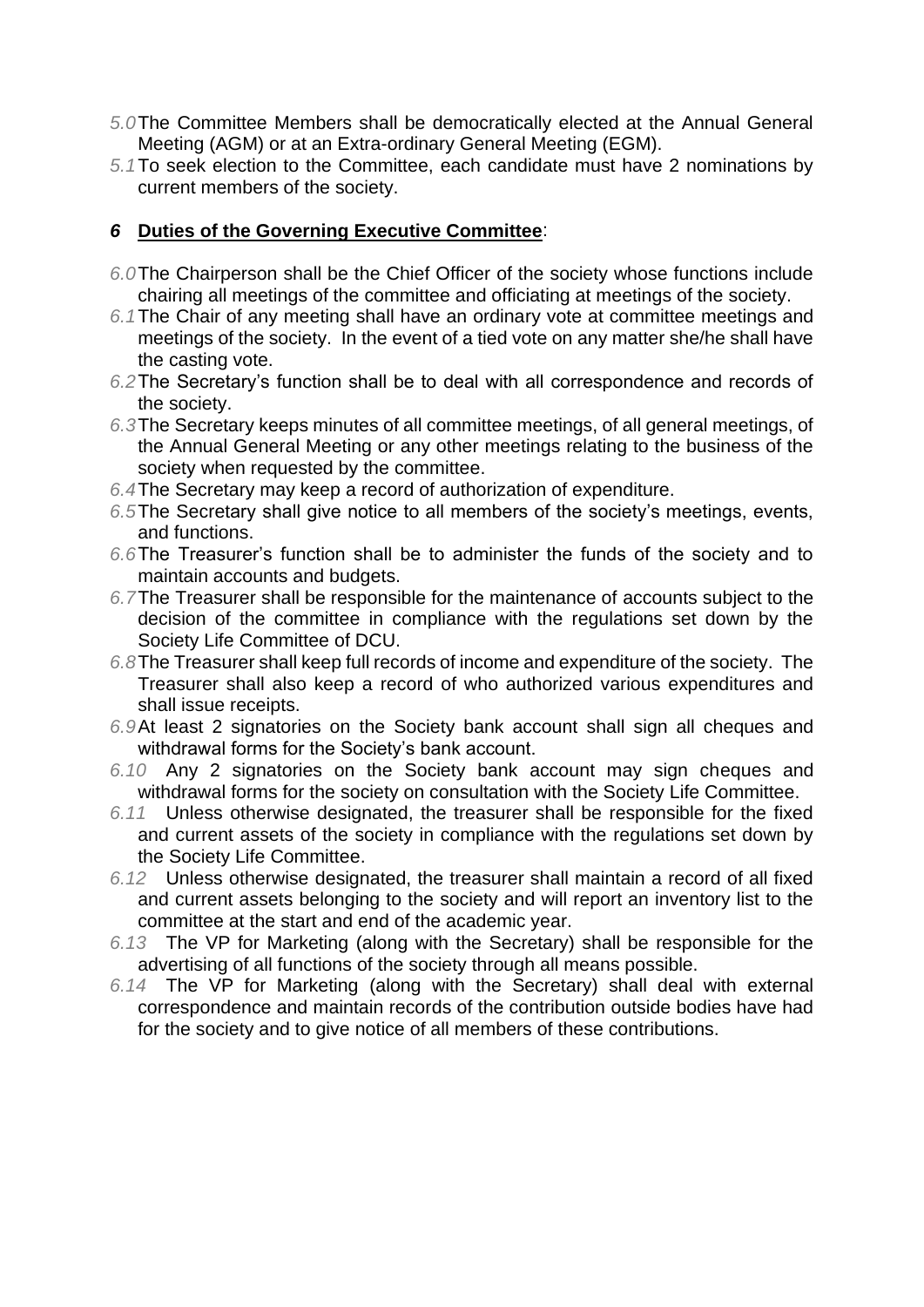*5.0* The Committee Members shall be democratically elected at the Annual General Meeting (AGM) or at an Extra-ordinary General Meeting (EGM).

*5.1* To seek election to the Committee, each candidate must have 2 nominations by current members of the society.

## *6* **Duties of the Governing Executive Committee**:

*6.0* The Chairperson shall be the Chief Officer of the society whose functions include chairing all meetings of the committee and officiating at meetings of the society.

*6.1* The Chair of any meeting shall have an ordinary vote at committee meetings and meetings of the society. In the event of a tied vote on any matter she/he shall have the casting vote.

*6.2* The Secretary's function shall be to deal with all correspondence and records of the society.

*6.3* The Secretary keeps minutes of all committee meetings, of all general meetings, of the Annual General Meeting or any other meetings relating to the business of the society when requested by the committee.

*6.4* The Secretary may keep a record of authorization of expenditure.

*6.5* The Secretary shall give notice to all members of the society's meetings, events, and functions.

*6.6* The Treasurer's function shall be to administer the funds of the society and to maintain accounts and budgets.

*6.7* The Treasurer shall be responsible for the maintenance of accounts subject to the decision of the committee in compliance with the regulations set down by the Society Life Committee of DCU.

*6.8* The Treasurer shall keep full records of income and expenditure of the society. The Treasurer shall also keep a record of who authorized various expenditures and shall issue receipts.

*6.9* At least 2 signatories on the Society bank account shall sign all cheques and withdrawal forms for the Society's bank account.

*6.10* Any 2 signatories on the Society bank account may sign cheques and withdrawal forms for the society on consultation with the Society Life Committee.

*6.11* Unless otherwise designated, the treasurer shall be responsible for the fixed and current assets of the society in compliance with the regulations set down by the Society Life Committee.

*6.12* Unless otherwise designated, the treasurer shall maintain a record of all fixed and current assets belonging to the society and will report an inventory list to the committee at the start and end of the academic year.

*6.13* The VP for Marketing (along with the Secretary) shall be responsible for the advertising of all functions of the society through all means possible.

*6.14* The VP for Marketing (along with the Secretary) shall deal with external correspondence and maintain records of the contribution outside bodies have had for the society and to give notice of all members of these contributions.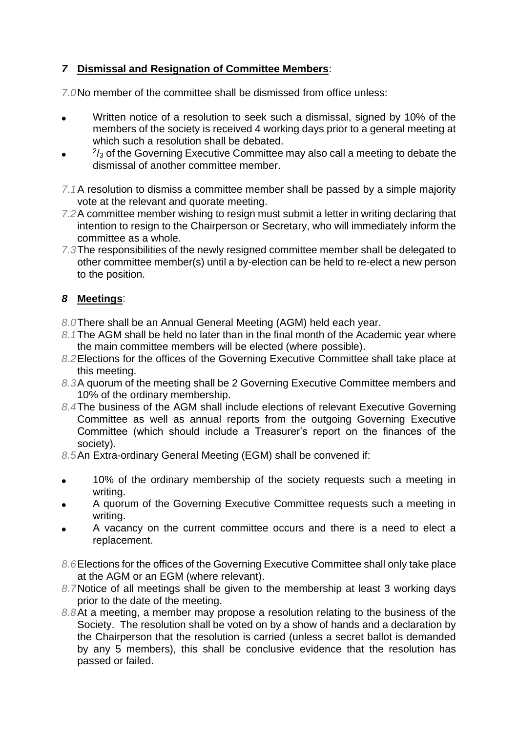## *7* **Dismissal and Resignation of Committee Members**:

*7.0* No member of the committee shall be dismissed from office unless:

- Written notice of a resolution to seek such a dismissal, signed by 10% of the members of the society is received 4 working days prior to a general meeting at which such a resolution shall be debated.
- $^2/_3$ of the Governing Executive Committee may also call a meeting to debate the dismissal of another committee member.

*7.1* A resolution to dismiss a committee member shall be passed by a simple majority vote at the relevant and quorate meeting.

*7.2* A committee member wishing to resign must submit a letter in writing declaring that intention to resign to the Chairperson or Secretary, who will immediately inform the committee as a whole.

*7.3* The responsibilities of the newly resigned committee member shall be delegated to other committee member(s) until a by-election can be held to re-elect a new person to the position.

## *8* **Meetings**:

*8.0* There shall be an Annual General Meeting (AGM) held each year.

*8.1* The AGM shall be held no later than in the final month of the Academic year where the main committee members will be elected (where possible).

*8.2* Elections for the offices of the Governing Executive Committee shall take place at this meeting.

*8.3* A quorum of the meeting shall be 2 Governing Executive Committee members and 10% of the ordinary membership.

*8.4* The business of the AGM shall include elections of relevant Executive Governing Committee as well as annual reports from the outgoing Governing Executive Committee (which should include a Treasurer's report on the finances of the society).

*8.5* An Extra-ordinary General Meeting (EGM) shall be convened if:

- 10% of the ordinary membership of the society requests such a meeting in writing.
- A quorum of the Governing Executive Committee requests such a meeting in writing.
- A vacancy on the current committee occurs and there is a need to elect a replacement.

*8.6* Elections for the offices of the Governing Executive Committee shall only take place at the AGM or an EGM (where relevant).

*8.7* Notice of all meetings shall be given to the membership at least 3 working days prior to the date of the meeting.

*8.8* At a meeting, a member may propose a resolution relating to the business of the Society. The resolution shall be voted on by a show of hands and a declaration by the Chairperson that the resolution is carried (unless a secret ballot is demanded by any 5 members), this shall be conclusive evidence that the resolution has passed or failed.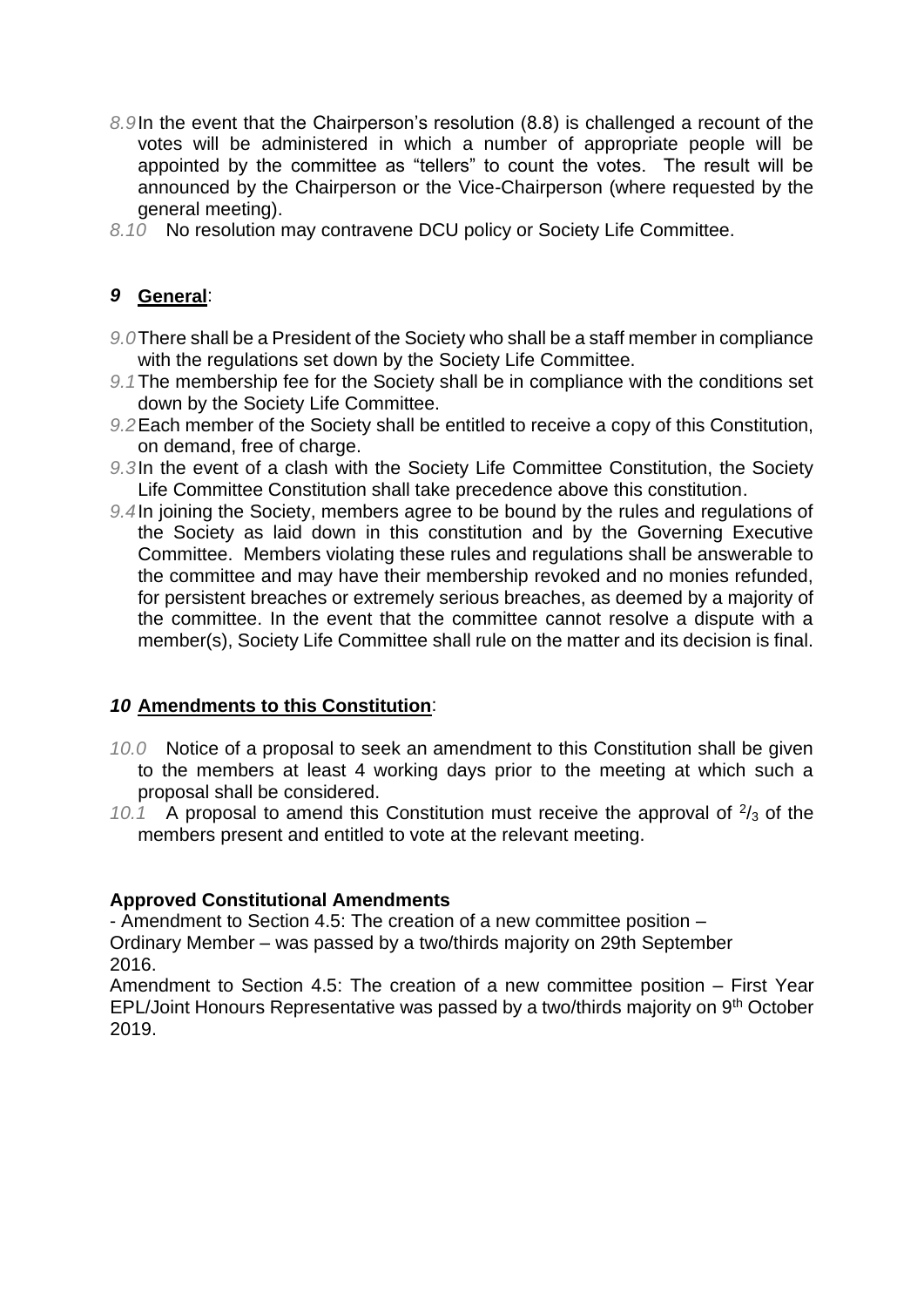*8.9* In the event that the Chairperson's resolution (8.8) is challenged a recount of the votes will be administered in which a number of appropriate people will be appointed by the committee as "tellers" to count the votes. The result will be announced by the Chairperson or the Vice-Chairperson (where requested by the general meeting).

*8.10* No resolution may contravene DCU policy or Society Life Committee.

## *9* **General**:

*9.0* There shall be a President of the Society who shall be a staff member in compliance with the regulations set down by the Society Life Committee.

*9.1* The membership fee for the Society shall be in compliance with the conditions set down by the Society Life Committee.

*9.2* Each member of the Society shall be entitled to receive a copy of this Constitution, on demand, free of charge.

*9.3* In the event of a clash with the Society Life Committee Constitution, the Society Life Committee Constitution shall take precedence above this constitution.

*9.4* In joining the Society, members agree to be bound by the rules and regulations of the Society as laid down in this constitution and by the Governing Executive Committee. Members violating these rules and regulations shall be answerable to the committee and may have their membership revoked and no monies refunded, for persistent breaches or extremely serious breaches, as deemed by a majority of the committee. In the event that the committee cannot resolve a dispute with a member(s), Society Life Committee shall rule on the matter and its decision is final.

## *10* **Amendments to this Constitution**:

*10.0* Notice of a proposal to seek an amendment to this Constitution shall be given to the members at least 4 working days prior to the meeting at which such a proposal shall be considered.

*10.1* A proposal to amend this Constitution must receive the approval of $^2/_3$ of the members present and entitled to vote at the relevant meeting.

**Approved Constitutional Amendments**

- Amendment to Section 4.5: The creation of a new committee position – Ordinary Member – was passed by a two/thirds majority on 29th September 2016.

Amendment to Section 4.5: The creation of a new committee position – First Year EPL/Joint Honours Representative was passed by a two/thirds majority on 9th October 2019.